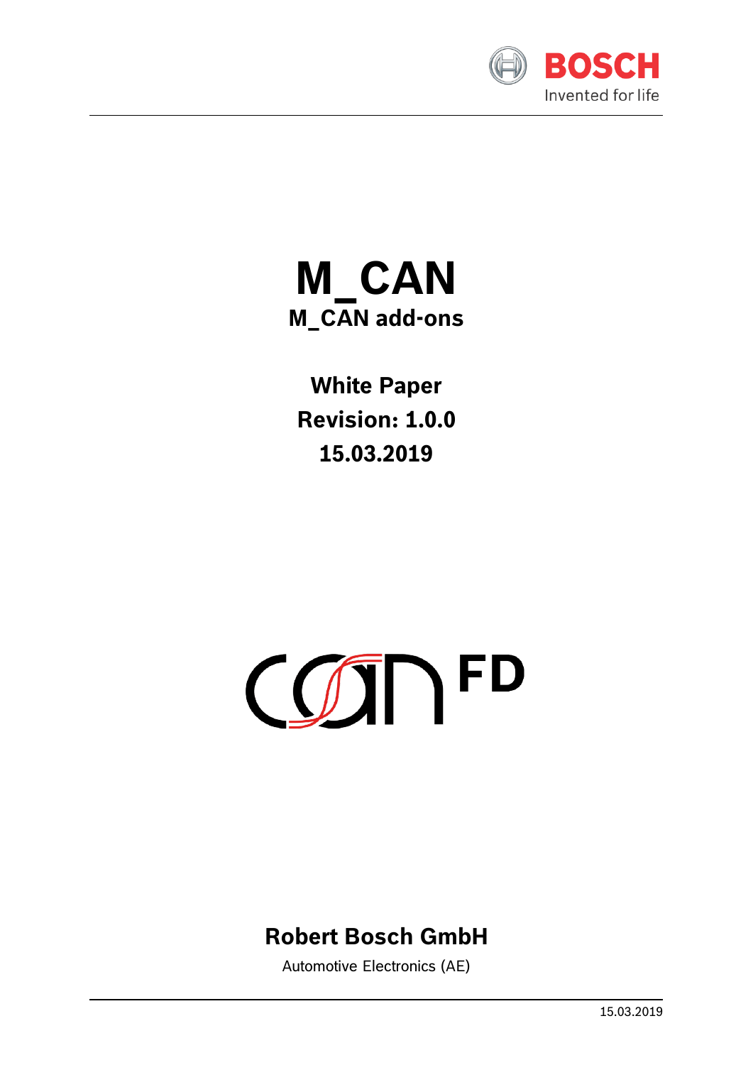# M_CAN

## M_CAN add-ons

**White Paper**

**Revision: 1.0.0**

**15.03.2019**

**Robert Bosch GmbH**

Automotive Electronics (AE)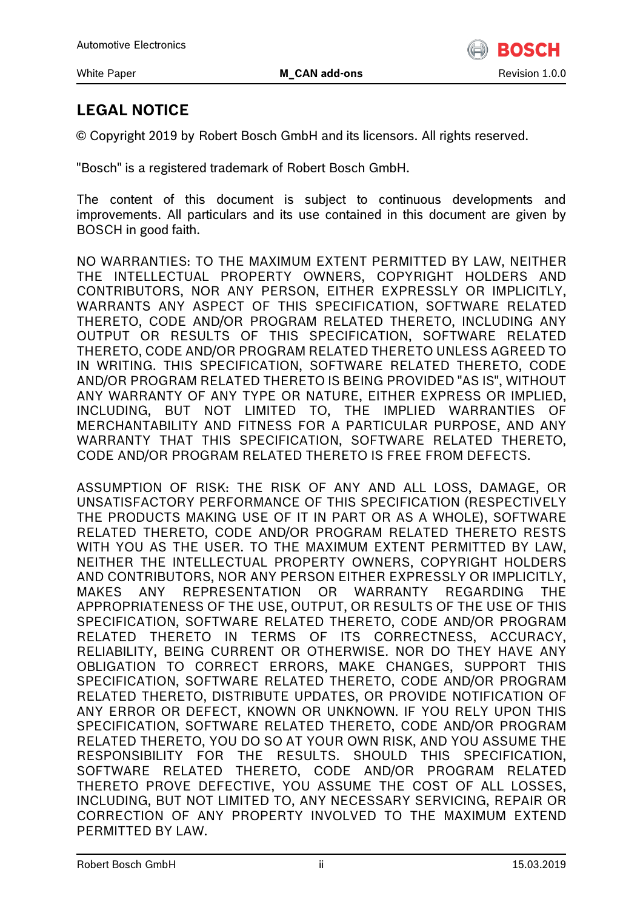## LEGAL NOTICE

© Copyright 2019 by Robert Bosch GmbH and its licensors. All rights reserved.

"Bosch" is a registered trademark of Robert Bosch GmbH.

The content of this document is subject to continuous developments and improvements. All particulars and its use contained in this document are given by BOSCH in good faith.

NO WARRANTIES: TO THE MAXIMUM EXTENT PERMITTED BY LAW, NEITHER THE INTELLECTUAL PROPERTY OWNERS, COPYRIGHT HOLDERS AND CONTRIBUTORS, NOR ANY PERSON, EITHER EXPRESSLY OR IMPLICITLY, WARRANTS ANY ASPECT OF THIS SPECIFICATION, SOFTWARE RELATED THERETO, CODE AND/OR PROGRAM RELATED THERETO, INCLUDING ANY OUTPUT OR RESULTS OF THIS SPECIFICATION, SOFTWARE RELATED THERETO, CODE AND/OR PROGRAM RELATED THERETO UNLESS AGREED TO IN WRITING. THIS SPECIFICATION, SOFTWARE RELATED THERETO, CODE AND/OR PROGRAM RELATED THERETO IS BEING PROVIDED "AS IS", WITHOUT ANY WARRANTY OF ANY TYPE OR NATURE, EITHER EXPRESS OR IMPLIED, INCLUDING, BUT NOT LIMITED TO, THE IMPLIED WARRANTIES OF MERCHANTABILITY AND FITNESS FOR A PARTICULAR PURPOSE, AND ANY WARRANTY THAT THIS SPECIFICATION, SOFTWARE RELATED THERETO, CODE AND/OR PROGRAM RELATED THERETO IS FREE FROM DEFECTS.

ASSUMPTION OF RISK: THE RISK OF ANY AND ALL LOSS, DAMAGE, OR UNSATISFACTORY PERFORMANCE OF THIS SPECIFICATION (RESPECTIVELY THE PRODUCTS MAKING USE OF IT IN PART OR AS A WHOLE), SOFTWARE RELATED THERETO, CODE AND/OR PROGRAM RELATED THERETO RESTS WITH YOU AS THE USER. TO THE MAXIMUM EXTENT PERMITTED BY LAW, NEITHER THE INTELLECTUAL PROPERTY OWNERS, COPYRIGHT HOLDERS AND CONTRIBUTORS, NOR ANY PERSON EITHER EXPRESSLY OR IMPLICITLY, MAKES ANY REPRESENTATION OR WARRANTY REGARDING THE APPROPRIATENESS OF THE USE, OUTPUT, OR RESULTS OF THE USE OF THIS SPECIFICATION, SOFTWARE RELATED THERETO, CODE AND/OR PROGRAM RELATED THERETO IN TERMS OF ITS CORRECTNESS, ACCURACY, RELIABILITY, BEING CURRENT OR OTHERWISE. NOR DO THEY HAVE ANY OBLIGATION TO CORRECT ERRORS, MAKE CHANGES, SUPPORT THIS SPECIFICATION, SOFTWARE RELATED THERETO, CODE AND/OR PROGRAM RELATED THERETO, DISTRIBUTE UPDATES, OR PROVIDE NOTIFICATION OF ANY ERROR OR DEFECT, KNOWN OR UNKNOWN. IF YOU RELY UPON THIS SPECIFICATION, SOFTWARE RELATED THERETO, CODE AND/OR PROGRAM RELATED THERETO, YOU DO SO AT YOUR OWN RISK, AND YOU ASSUME THE RESPONSIBILITY FOR THE RESULTS. SHOULD THIS SPECIFICATION, SOFTWARE RELATED THERETO, CODE AND/OR PROGRAM RELATED THERETO PROVE DEFECTIVE, YOU ASSUME THE COST OF ALL LOSSES, INCLUDING, BUT NOT LIMITED TO, ANY NECESSARY SERVICING, REPAIR OR CORRECTION OF ANY PROPERTY INVOLVED TO THE MAXIMUM EXTEND PERMITTED BY LAW.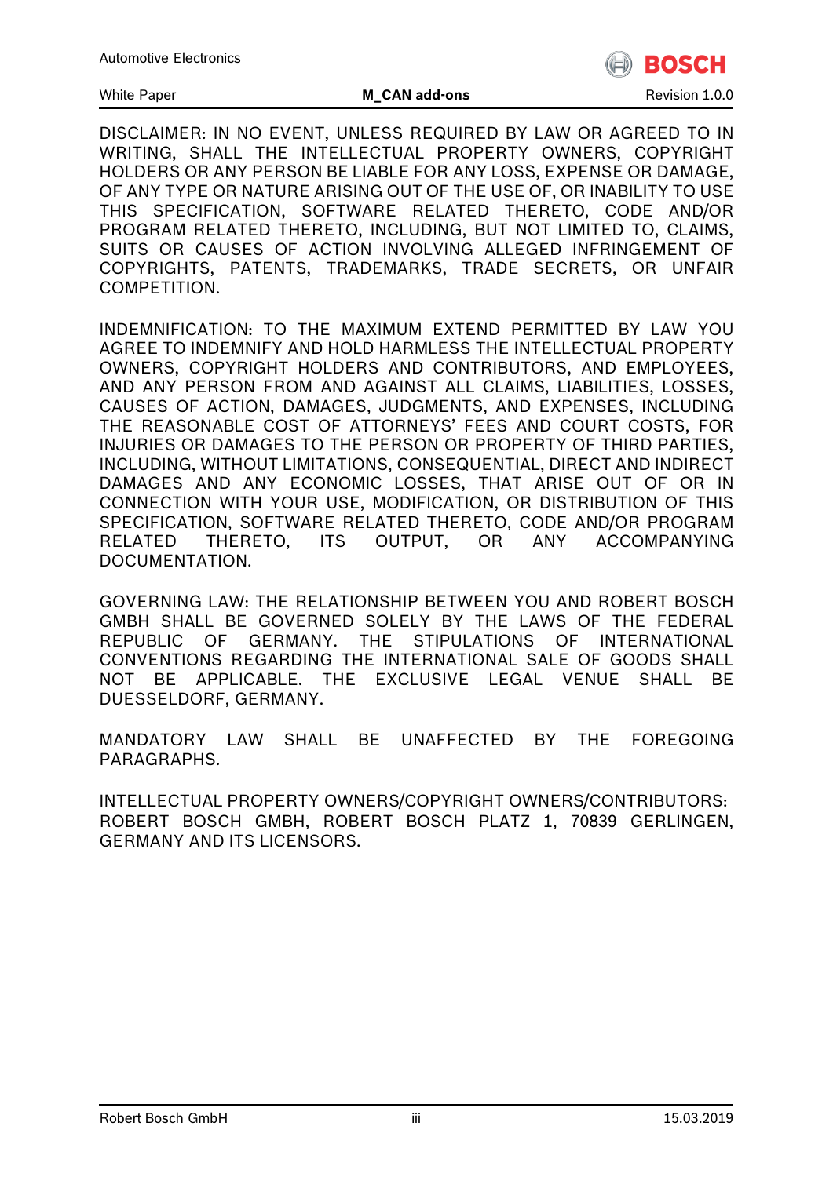DISCLAIMER: IN NO EVENT, UNLESS REQUIRED BY LAW OR AGREED TO IN WRITING, SHALL THE INTELLECTUAL PROPERTY OWNERS, COPYRIGHT HOLDERS OR ANY PERSON BE LIABLE FOR ANY LOSS, EXPENSE OR DAMAGE, OF ANY TYPE OR NATURE ARISING OUT OF THE USE OF, OR INABILITY TO USE THIS SPECIFICATION, SOFTWARE RELATED THERETO, CODE AND/OR PROGRAM RELATED THERETO, INCLUDING, BUT NOT LIMITED TO, CLAIMS, SUITS OR CAUSES OF ACTION INVOLVING ALLEGED INFRINGEMENT OF COPYRIGHTS, PATENTS, TRADEMARKS, TRADE SECRETS, OR UNFAIR COMPETITION.

INDEMNIFICATION: TO THE MAXIMUM EXTEND PERMITTED BY LAW YOU AGREE TO INDEMNIFY AND HOLD HARMLESS THE INTELLECTUAL PROPERTY OWNERS, COPYRIGHT HOLDERS AND CONTRIBUTORS, AND EMPLOYEES, AND ANY PERSON FROM AND AGAINST ALL CLAIMS, LIABILITIES, LOSSES, CAUSES OF ACTION, DAMAGES, JUDGMENTS, AND EXPENSES, INCLUDING THE REASONABLE COST OF ATTORNEYS' FEES AND COURT COSTS, FOR INJURIES OR DAMAGES TO THE PERSON OR PROPERTY OF THIRD PARTIES, INCLUDING, WITHOUT LIMITATIONS, CONSEQUENTIAL, DIRECT AND INDIRECT DAMAGES AND ANY ECONOMIC LOSSES, THAT ARISE OUT OF OR IN CONNECTION WITH YOUR USE, MODIFICATION, OR DISTRIBUTION OF THIS SPECIFICATION, SOFTWARE RELATED THERETO, CODE AND/OR PROGRAM RELATED THERETO, ITS OUTPUT, OR ANY ACCOMPANYING DOCUMENTATION.

GOVERNING LAW: THE RELATIONSHIP BETWEEN YOU AND ROBERT BOSCH GMBH SHALL BE GOVERNED SOLELY BY THE LAWS OF THE FEDERAL REPUBLIC OF GERMANY. THE STIPULATIONS OF INTERNATIONAL CONVENTIONS REGARDING THE INTERNATIONAL SALE OF GOODS SHALL NOT BE APPLICABLE. THE EXCLUSIVE LEGAL VENUE SHALL BE DUESSELDORF, GERMANY.

MANDATORY LAW SHALL BE UNAFFECTED BY THE FOREGOING PARAGRAPHS.

INTELLECTUAL PROPERTY OWNERS/COPYRIGHT OWNERS/CONTRIBUTORS: ROBERT BOSCH GMBH, ROBERT BOSCH PLATZ 1, 70839 GERLINGEN, GERMANY AND ITS LICENSORS.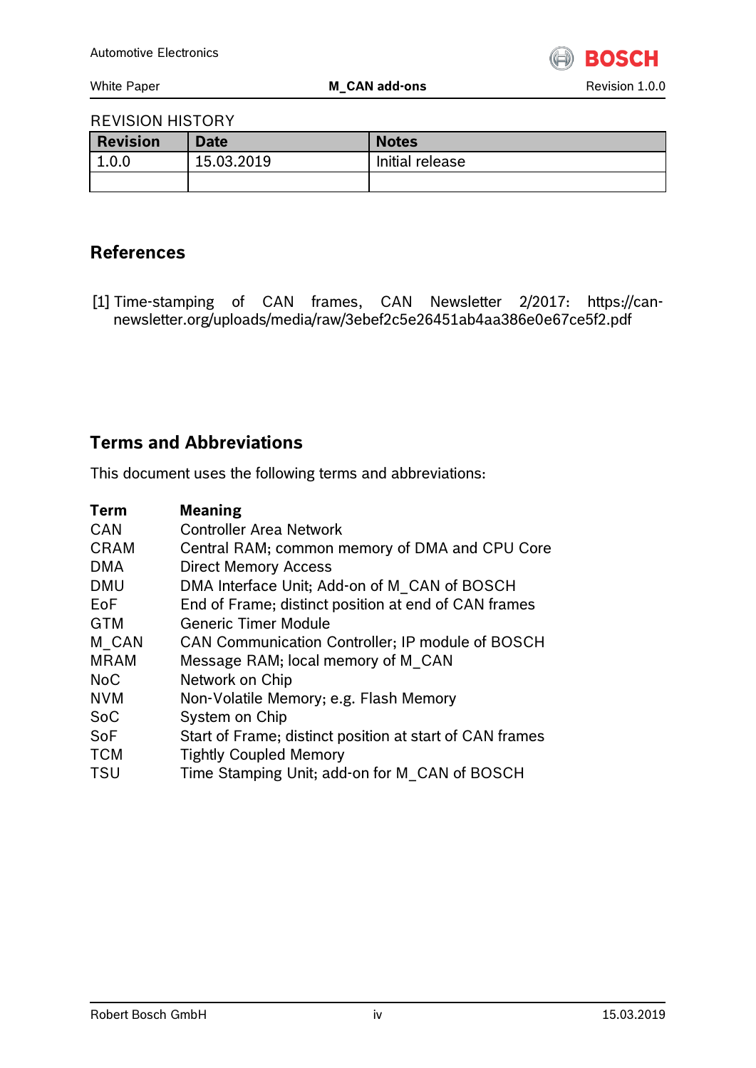REVISION HISTORY

| Revision | Date | Notes |
| --- | --- | --- |
| 1.0.0 | 15.03.2019 | Initial release |
| | | |

## References

[1] Time-stamping of CAN frames, CAN Newsletter 2/2017: https://can-newsletter.org/uploads/media/raw/3ebef2c5e26451ab4aa386e0e67ce5f2.pdf

## Terms and Abbreviations

This document uses the following terms and abbreviations:

| Term | Meaning |
| --- | --- |
| CAN | Controller Area Network |
| CRAM | Central RAM; common memory of DMA and CPU Core |
| DMA | Direct Memory Access |
| DMU | DMA Interface Unit; Add-on of M_CAN of BOSCH |
| EoF | End of Frame; distinct position at end of CAN frames |
| GTM | Generic Timer Module |
| M_CAN | CAN Communication Controller; IP module of BOSCH |
| MRAM | Message RAM; local memory of M_CAN |
| NoC | Network on Chip |
| NVM | Non-Volatile Memory; e.g. Flash Memory |
| SoC | System on Chip |
| SoF | Start of Frame; distinct position at start of CAN frames |
| TCM | Tightly Coupled Memory |
| TSU | Time Stamping Unit; add-on for M_CAN of BOSCH |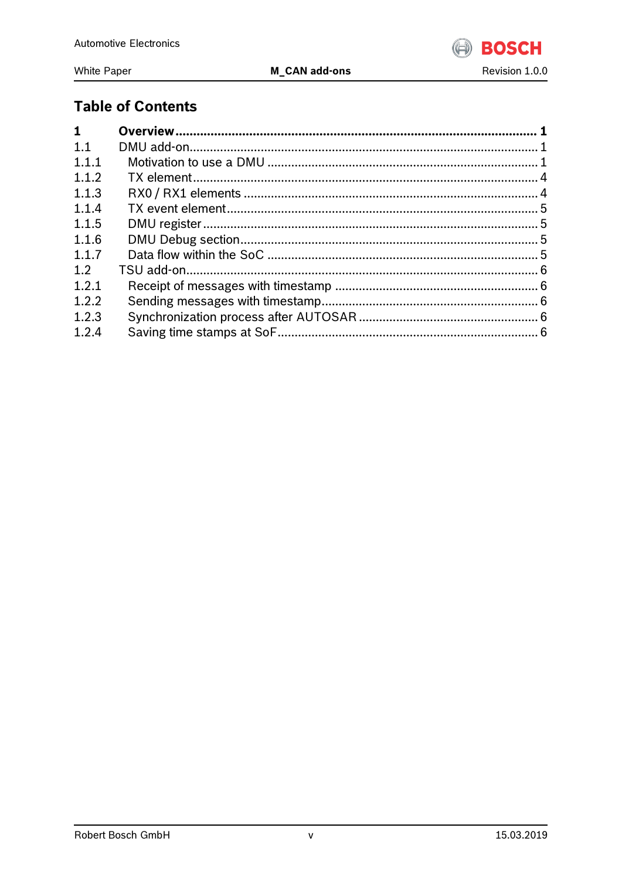## Table of Contents

**1 Overview ........ 1**

1.1 DMU add-on ........ 1

1.1.1 Motivation to use a DMU ........ 1

1.1.2 TX element ........ 4

1.1.3 RX0 / RX1 elements ........ 4

1.1.4 TX event element ........ 5

1.1.5 DMU register ........ 5

1.1.6 DMU Debug section ........ 5

1.1.7 Data flow within the SoC ........ 5

1.2 TSU add-on ........ 6

1.2.1 Receipt of messages with timestamp ........ 6

1.2.2 Sending messages with timestamp ........ 6

1.2.3 Synchronization process after AUTOSAR ........ 6

1.2.4 Saving time stamps at SoF ........ 6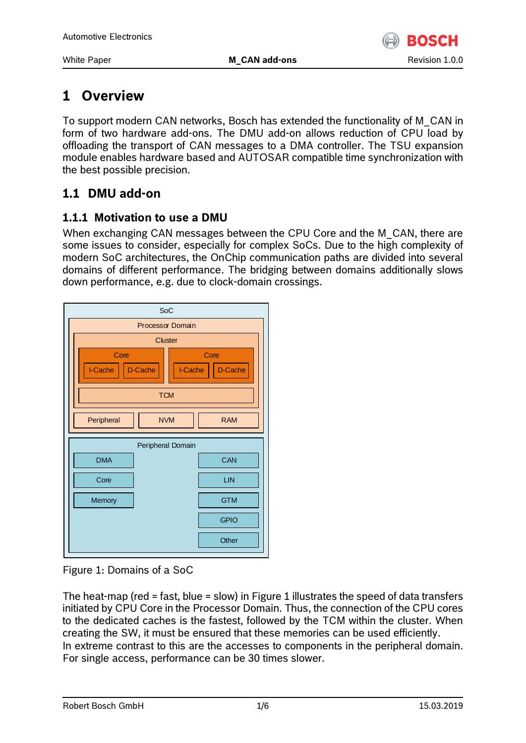# 1 Overview

To support modern CAN networks, Bosch has extended the functionality of M_CAN in form of two hardware add-ons. The DMU add-on allows reduction of CPU load by offloading the transport of CAN messages to a DMA controller. The TSU expansion module enables hardware based and AUTOSAR compatible time synchronization with the best possible precision.

## 1.1 DMU add-on

### 1.1.1 Motivation to use a DMU

When exchanging CAN messages between the CPU Core and the M_CAN, there are some issues to consider, especially for complex SoCs. Due to the high complexity of modern SoC architectures, the OnChip communication paths are divided into several domains of different performance. The bridging between domains additionally slows down performance, e.g. due to clock-domain crossings.

Figure 1: Domains of a SoC

The heat-map (red = fast, blue = slow) in Figure 1 illustrates the speed of data transfers initiated by CPU Core in the Processor Domain. Thus, the connection of the CPU cores to the dedicated caches is the fastest, followed by the TCM within the cluster. When creating the SW, it must be ensured that these memories can be used efficiently.
In extreme contrast to this are the accesses to components in the peripheral domain. For single access, performance can be 30 times slower.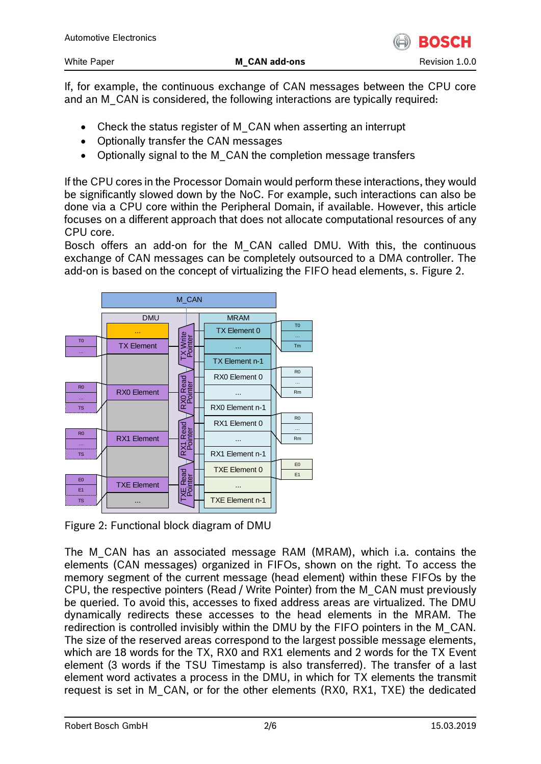If, for example, the continuous exchange of CAN messages between the CPU core and an M_CAN is considered, the following interactions are typically required:

- Check the status register of M_CAN when asserting an interrupt
- Optionally transfer the CAN messages
- Optionally signal to the M_CAN the completion message transfers

If the CPU cores in the Processor Domain would perform these interactions, they would be significantly slowed down by the NoC. For example, such interactions can also be done via a CPU core within the Peripheral Domain, if available. However, this article focuses on a different approach that does not allocate computational resources of any CPU core.

Bosch offers an add-on for the M_CAN called DMU. With this, the continuous exchange of CAN messages can be completely outsourced to a DMA controller. The add-on is based on the concept of virtualizing the FIFO head elements, s. Figure 2.

Figure 2: Functional block diagram of DMU

The M_CAN has an associated message RAM (MRAM), which i.a. contains the elements (CAN messages) organized in FIFOs, shown on the right. To access the memory segment of the current message (head element) within these FIFOs by the CPU, the respective pointers (Read / Write Pointer) from the M_CAN must previously be queried. To avoid this, accesses to fixed address areas are virtualized. The DMU dynamically redirects these accesses to the head elements in the MRAM. The redirection is controlled invisibly within the DMU by the FIFO pointers in the M_CAN. The size of the reserved areas correspond to the largest possible message elements, which are 18 words for the TX, RX0 and RX1 elements and 2 words for the TX Event element (3 words if the TSU Timestamp is also transferred). The transfer of a last element word activates a process in the DMU, in which for TX elements the transmit request is set in M_CAN, or for the other elements (RX0, RX1, TXE) the dedicated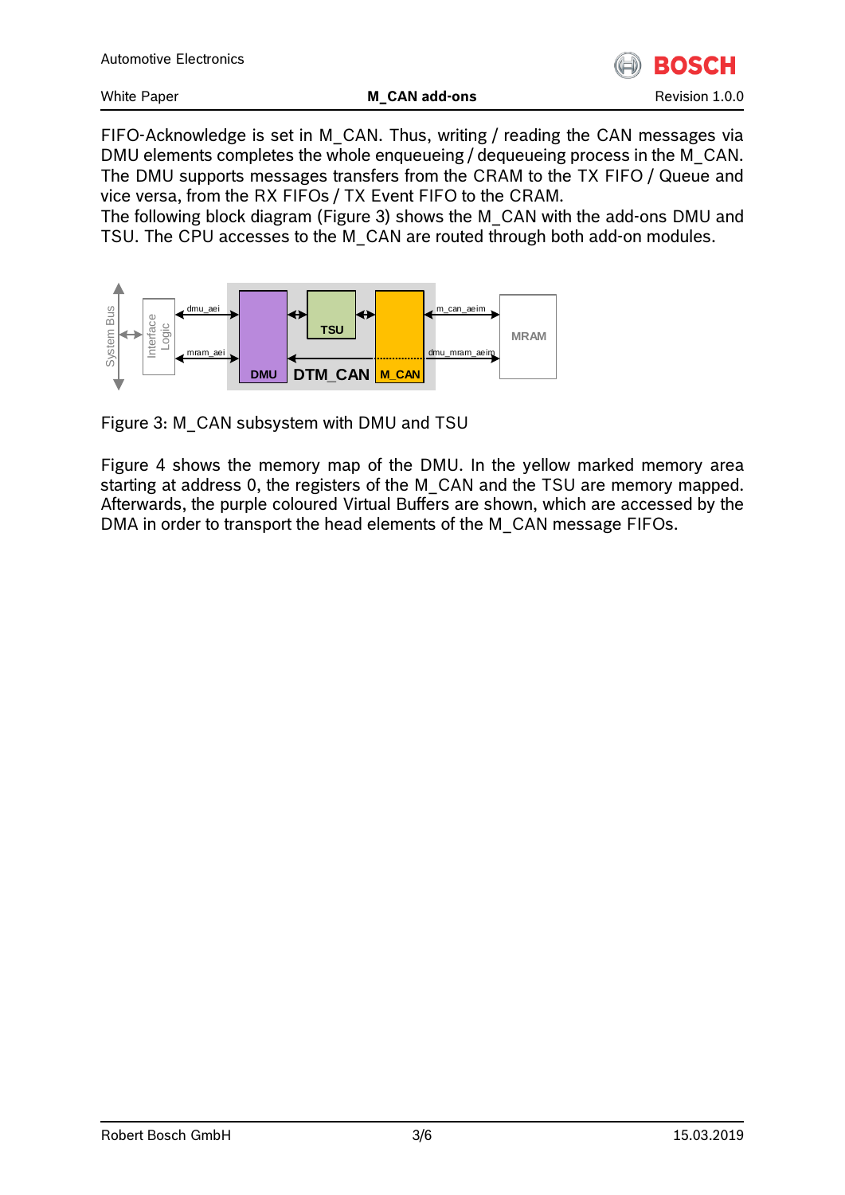FIFO-Acknowledge is set in M_CAN. Thus, writing / reading the CAN messages via DMU elements completes the whole enqueueing / dequeueing process in the M_CAN. The DMU supports messages transfers from the CRAM to the TX FIFO / Queue and vice versa, from the RX FIFOs / TX Event FIFO to the CRAM.
The following block diagram (Figure 3) shows the M_CAN with the add-ons DMU and TSU. The CPU accesses to the M_CAN are routed through both add-on modules.

Figure 3: M_CAN subsystem with DMU and TSU

Figure 4 shows the memory map of the DMU. In the yellow marked memory area starting at address 0, the registers of the M_CAN and the TSU are memory mapped. Afterwards, the purple coloured Virtual Buffers are shown, which are accessed by the DMA in order to transport the head elements of the M_CAN message FIFOs.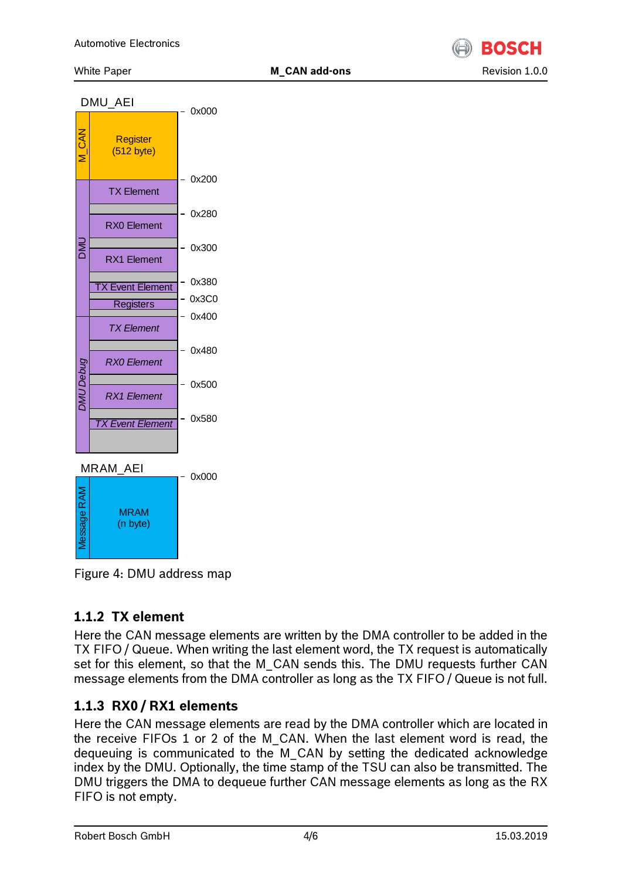| Region | Element | Address |
|---|---|---|
| DMU_AEI | | |
| M_CAN | Register (512 byte) | 0x000 |
| DMU | TX Element | 0x200 |
| DMU | RX0 Element | 0x280 |
| DMU | RX1 Element | 0x300 |
| DMU | TX Event Element | 0x380 |
| DMU | Registers | 0x3C0 |
| *DMU Debug* | *TX Element* | 0x400 |
| *DMU Debug* | *RX0 Element* | 0x480 |
| *DMU Debug* | *RX1 Element* | 0x500 |
| *DMU Debug* | *TX Event Element* | 0x580 |
| MRAM_AEI | | |
| Message RAM | MRAM (n byte) | 0x000 |

Figure 4: DMU address map

### 1.1.2 TX element

Here the CAN message elements are written by the DMA controller to be added in the TX FIFO / Queue. When writing the last element word, the TX request is automatically set for this element, so that the M_CAN sends this. The DMU requests further CAN message elements from the DMA controller as long as the TX FIFO / Queue is not full.

### 1.1.3 RX0 / RX1 elements

Here the CAN message elements are read by the DMA controller which are located in the receive FIFOs 1 or 2 of the M_CAN. When the last element word is read, the dequeuing is communicated to the M_CAN by setting the dedicated acknowledge index by the DMU. Optionally, the time stamp of the TSU can also be transmitted. The DMU triggers the DMA to dequeue further CAN message elements as long as the RX FIFO is not empty.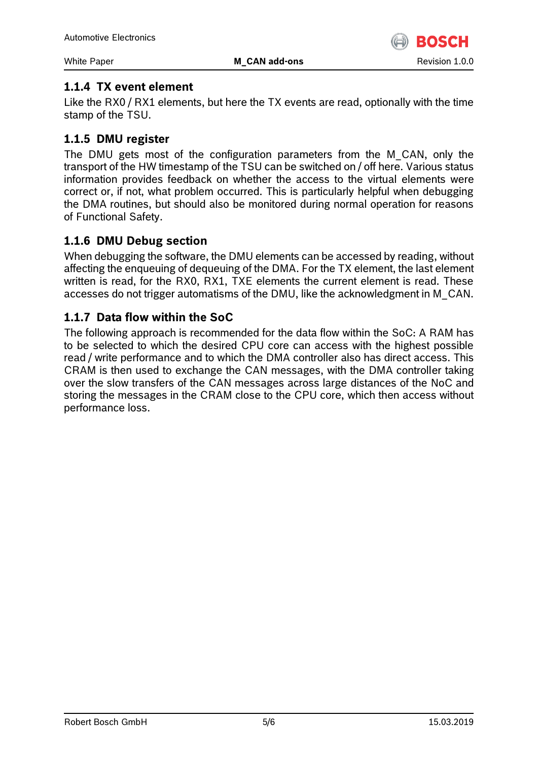### 1.1.4 TX event element

Like the RX0 / RX1 elements, but here the TX events are read, optionally with the time stamp of the TSU.

### 1.1.5 DMU register

The DMU gets most of the configuration parameters from the M_CAN, only the transport of the HW timestamp of the TSU can be switched on / off here. Various status information provides feedback on whether the access to the virtual elements were correct or, if not, what problem occurred. This is particularly helpful when debugging the DMA routines, but should also be monitored during normal operation for reasons of Functional Safety.

### 1.1.6 DMU Debug section

When debugging the software, the DMU elements can be accessed by reading, without affecting the enqueuing of dequeuing of the DMA. For the TX element, the last element written is read, for the RX0, RX1, TXE elements the current element is read. These accesses do not trigger automatisms of the DMU, like the acknowledgment in M_CAN.

### 1.1.7 Data flow within the SoC

The following approach is recommended for the data flow within the SoC: A RAM has to be selected to which the desired CPU core can access with the highest possible read / write performance and to which the DMA controller also has direct access. This CRAM is then used to exchange the CAN messages, with the DMA controller taking over the slow transfers of the CAN messages across large distances of the NoC and storing the messages in the CRAM close to the CPU core, which then access without performance loss.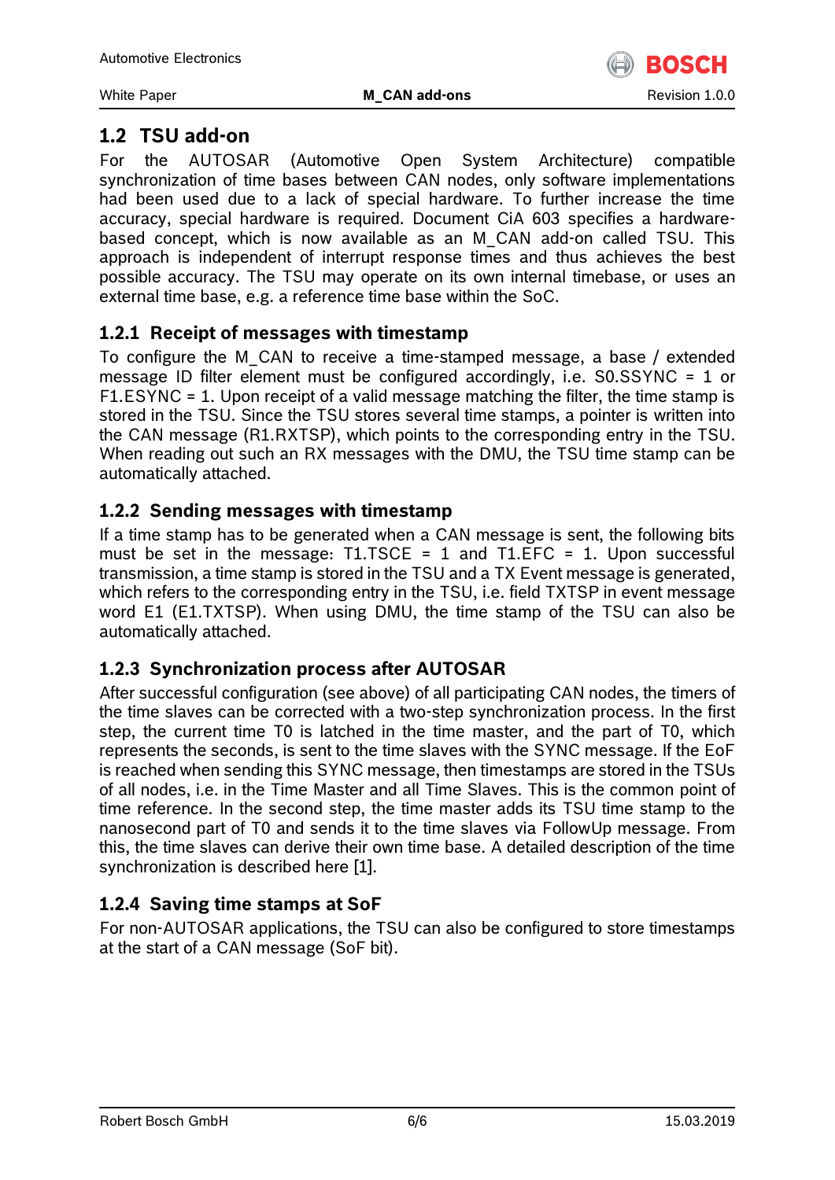## 1.2 TSU add-on

For the AUTOSAR (Automotive Open System Architecture) compatible synchronization of time bases between CAN nodes, only software implementations had been used due to a lack of special hardware. To further increase the time accuracy, special hardware is required. Document CiA 603 specifies a hardware-based concept, which is now available as an M_CAN add-on called TSU. This approach is independent of interrupt response times and thus achieves the best possible accuracy. The TSU may operate on its own internal timebase, or uses an external time base, e.g. a reference time base within the SoC.

### 1.2.1 Receipt of messages with timestamp

To configure the M_CAN to receive a time-stamped message, a base / extended message ID filter element must be configured accordingly, i.e. S0.SSYNC = 1 or F1.ESYNC = 1. Upon receipt of a valid message matching the filter, the time stamp is stored in the TSU. Since the TSU stores several time stamps, a pointer is written into the CAN message (R1.RXTSP), which points to the corresponding entry in the TSU. When reading out such an RX messages with the DMU, the TSU time stamp can be automatically attached.

### 1.2.2 Sending messages with timestamp

If a time stamp has to be generated when a CAN message is sent, the following bits must be set in the message: T1.TSCE = 1 and T1.EFC = 1. Upon successful transmission, a time stamp is stored in the TSU and a TX Event message is generated, which refers to the corresponding entry in the TSU, i.e. field TXTSP in event message word E1 (E1.TXTSP). When using DMU, the time stamp of the TSU can also be automatically attached.

### 1.2.3 Synchronization process after AUTOSAR

After successful configuration (see above) of all participating CAN nodes, the timers of the time slaves can be corrected with a two-step synchronization process. In the first step, the current time T0 is latched in the time master, and the part of T0, which represents the seconds, is sent to the time slaves with the SYNC message. If the EoF is reached when sending this SYNC message, then timestamps are stored in the TSUs of all nodes, i.e. in the Time Master and all Time Slaves. This is the common point of time reference. In the second step, the time master adds its TSU time stamp to the nanosecond part of T0 and sends it to the time slaves via FollowUp message. From this, the time slaves can derive their own time base. A detailed description of the time synchronization is described here [1].

### 1.2.4 Saving time stamps at SoF

For non-AUTOSAR applications, the TSU can also be configured to store timestamps at the start of a CAN message (SoF bit).